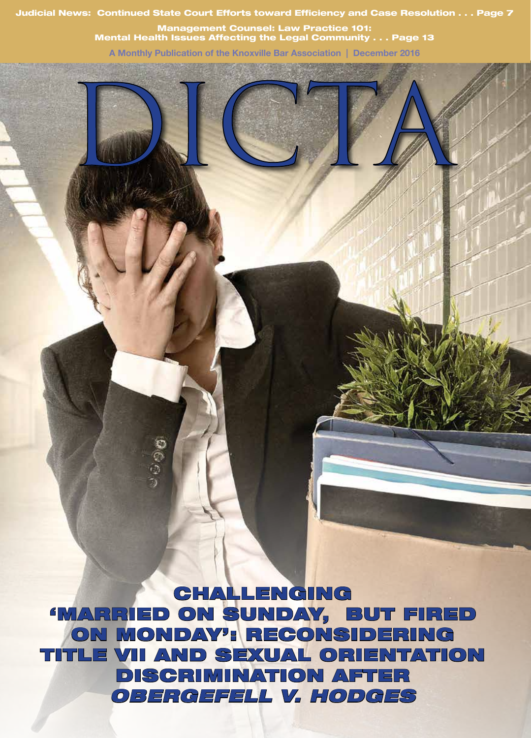Judicial News: Continued State Court Efforts toward Efficiency and Case Resolution . . . Page 7

Management Counsel: Law Practice 101: Mental Health Issues Affecting the Legal Community . . . Page 13

A Monthly Publication of the Knoxville Bar Association | December 2016

# DICTA

## CHALLENGING 'MARRIED ON SUNDAY, BUT FIRED ON MONDAY': RECONSIDERING TITLE VII AND SEXUAL ORIENTATION DISCRIMINATION AFTER *OBERGEFELL V. HODGES*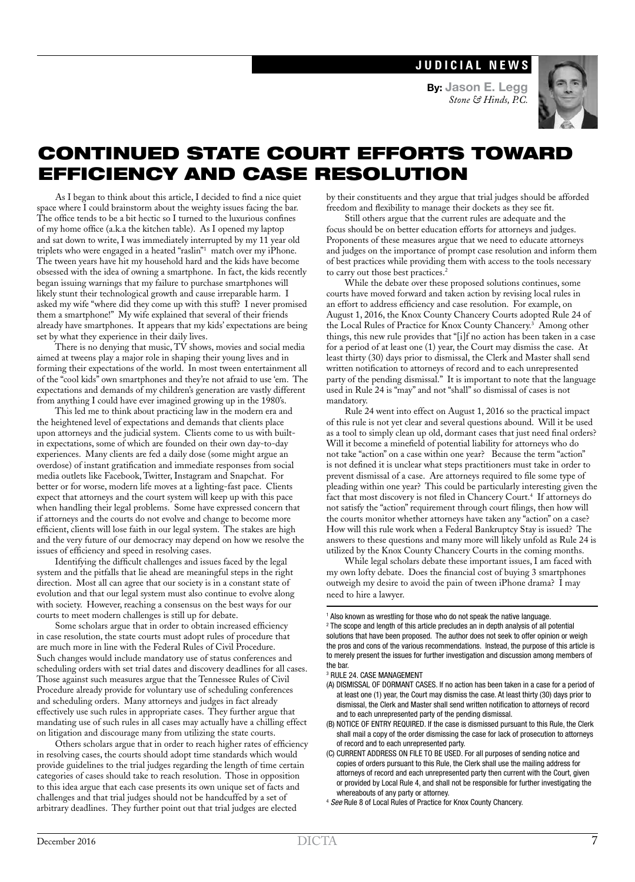JUDICIAL NEWS

**By: Jason E. Legg**
*Stone & Hinds, P.C.*

# CONTINUED STATE COURT EFFORTS TOWARD EFFICIENCY AND CASE RESOLUTION

As I began to think about this article, I decided to find a nice quiet space where I could brainstorm about the weighty issues facing the bar. The office tends to be a bit hectic so I turned to the luxurious confines of my home office (a.k.a the kitchen table). As I opened my laptop and sat down to write, I was immediately interrupted by my 11 year old triplets who were engaged in a heated "raslin"[1] match over my iPhone. The tween years have hit my household hard and the kids have become obsessed with the idea of owning a smartphone. In fact, the kids recently began issuing warnings that my failure to purchase smartphones will likely stunt their technological growth and cause irreparable harm. I asked my wife "where did they come up with this stuff? I never promised them a smartphone!" My wife explained that several of their friends already have smartphones. It appears that my kids' expectations are being set by what they experience in their daily lives.

There is no denying that music, TV shows, movies and social media aimed at tweens play a major role in shaping their young lives and in forming their expectations of the world. In most tween entertainment all of the "cool kids" own smartphones and they're not afraid to use 'em. The expectations and demands of my children's generation are vastly different from anything I could have ever imagined growing up in the 1980's.

This led me to think about practicing law in the modern era and the heightened level of expectations and demands that clients place upon attorneys and the judicial system. Clients come to us with built-in expectations, some of which are founded on their own day-to-day experiences. Many clients are fed a daily dose (some might argue an overdose) of instant gratification and immediate responses from social media outlets like Facebook, Twitter, Instagram and Snapchat. For better or for worse, modern life moves at a lighting-fast pace. Clients expect that attorneys and the court system will keep up with this pace when handling their legal problems. Some have expressed concern that if attorneys and the courts do not evolve and change to become more efficient, clients will lose faith in our legal system. The stakes are high and the very future of our democracy may depend on how we resolve the issues of efficiency and speed in resolving cases.

Identifying the difficult challenges and issues faced by the legal system and the pitfalls that lie ahead are meaningful steps in the right direction. Most all can agree that our society is in a constant state of evolution and that our legal system must also continue to evolve along with society. However, reaching a consensus on the best ways for our courts to meet modern challenges is still up for debate.

Some scholars argue that in order to obtain increased efficiency in case resolution, the state courts must adopt rules of procedure that are much more in line with the Federal Rules of Civil Procedure. Such changes would include mandatory use of status conferences and scheduling orders with set trial dates and discovery deadlines for all cases. Those against such measures argue that the Tennessee Rules of Civil Procedure already provide for voluntary use of scheduling conferences and scheduling orders. Many attorneys and judges in fact already effectively use such rules in appropriate cases. They further argue that mandating use of such rules in all cases may actually have a chilling effect on litigation and discourage many from utilizing the state courts.

Others scholars argue that in order to reach higher rates of efficiency in resolving cases, the courts should adopt time standards which would provide guidelines to the trial judges regarding the length of time certain categories of cases should take to reach resolution. Those in opposition to this idea argue that each case presents its own unique set of facts and challenges and that trial judges should not be handcuffed by a set of arbitrary deadlines. They further point out that trial judges are elected by their constituents and they argue that trial judges should be afforded freedom and flexibility to manage their dockets as they see fit.

Still others argue that the current rules are adequate and the focus should be on better education efforts for attorneys and judges. Proponents of these measures argue that we need to educate attorneys and judges on the importance of prompt case resolution and inform them of best practices while providing them with access to the tools necessary to carry out those best practices.[2]

While the debate over these proposed solutions continues, some courts have moved forward and taken action by revising local rules in an effort to address efficiency and case resolution. For example, on August 1, 2016, the Knox County Chancery Courts adopted Rule 24 of the Local Rules of Practice for Knox County Chancery.[3] Among other things, this new rule provides that "[i]f no action has been taken in a case for a period of at least one (1) year, the Court may dismiss the case. At least thirty (30) days prior to dismissal, the Clerk and Master shall send written notification to attorneys of record and to each unrepresented party of the pending dismissal." It is important to note that the language used in Rule 24 is "may" and not "shall" so dismissal of cases is not mandatory.

Rule 24 went into effect on August 1, 2016 so the practical impact of this rule is not yet clear and several questions abound. Will it be used as a tool to simply clean up old, dormant cases that just need final orders? Will it become a minefield of potential liability for attorneys who do not take "action" on a case within one year? Because the term "action" is not defined it is unclear what steps practitioners must take in order to prevent dismissal of a case. Are attorneys required to file some type of pleading within one year? This could be particularly interesting given the fact that most discovery is not filed in Chancery Court.[4] If attorneys do not satisfy the "action" requirement through court filings, then how will the courts monitor whether attorneys have taken any "action" on a case? How will this rule work when a Federal Bankruptcy Stay is issued? The answers to these questions and many more will likely unfold as Rule 24 is utilized by the Knox County Chancery Courts in the coming months.

While legal scholars debate these important issues, I am faced with my own lofty debate. Does the financial cost of buying 3 smartphones outweigh my desire to avoid the pain of tween iPhone drama? I may need to hire a lawyer.

---

[1] Also known as wrestling for those who do not speak the native language.

[2] The scope and length of this article precludes an in depth analysis of all potential solutions that have been proposed. The author does not seek to offer opinion or weigh the pros and cons of the various recommendations. Instead, the purpose of this article is to merely present the issues for further investigation and discussion among members of the bar.

[3] RULE 24. CASE MANAGEMENT

(A) DISMISSAL OF DORMANT CASES. If no action has been taken in a case for a period of at least one (1) year, the Court may dismiss the case. At least thirty (30) days prior to dismissal, the Clerk and Master shall send written notification to attorneys of record and to each unrepresented party of the pending dismissal.

(B) NOTICE OF ENTRY REQUIRED. If the case is dismissed pursuant to this Rule, the Clerk shall mail a copy of the order dismissing the case for lack of prosecution to attorneys of record and to each unrepresented party.

(C) CURRENT ADDRESS ON FILE TO BE USED. For all purposes of sending notice and copies of orders pursuant to this Rule, the Clerk shall use the mailing address for attorneys of record and each unrepresented party then current with the Court, given or provided by Local Rule 4, and shall not be responsible for further investigating the whereabouts of any party or attorney.

[4] *See* Rule 8 of Local Rules of Practice for Knox County Chancery.